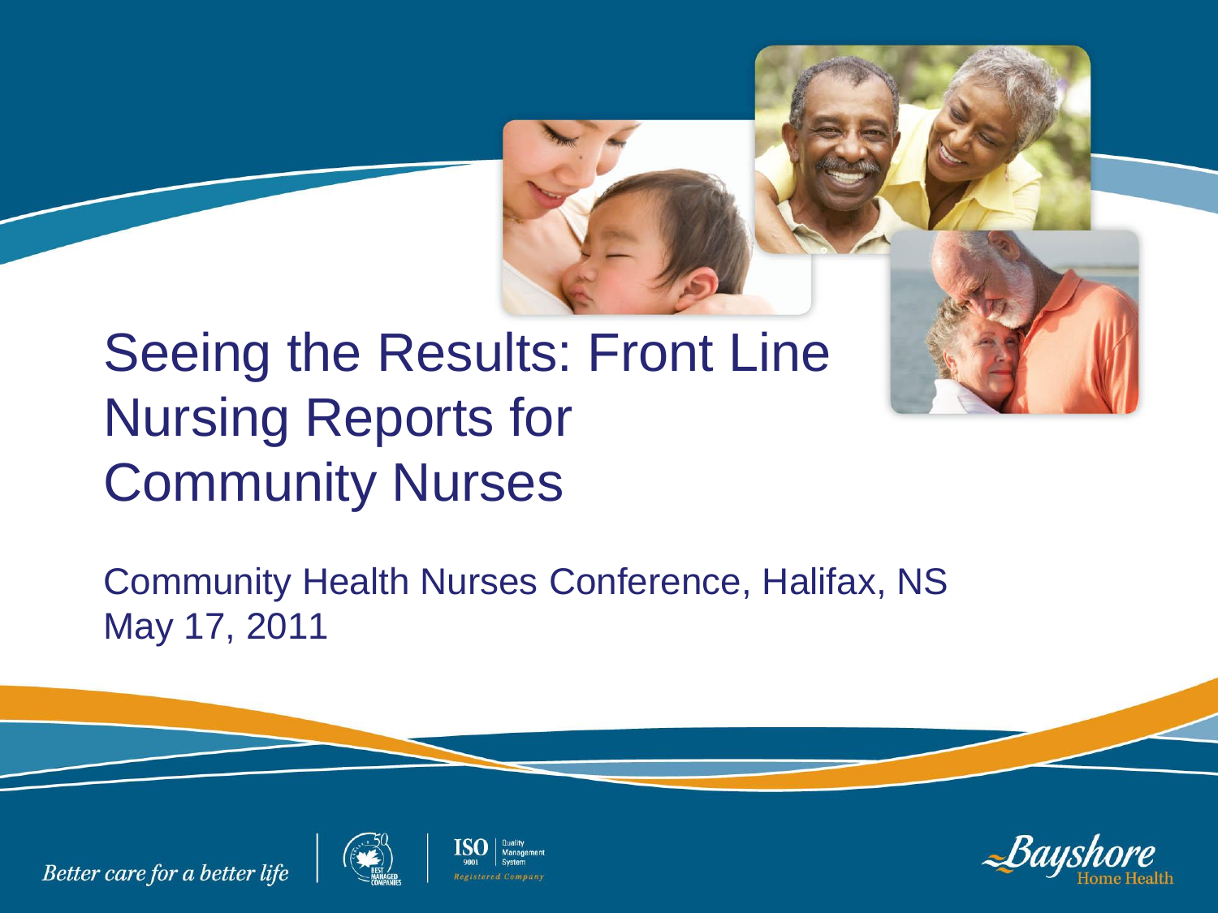# Seeing the Results: Front Line Nursing Reports for Community Nurses

Community Health Nurses Conference, Halifax, NS
May 17, 2011

*Better care for a better life*

ISO 9001 Quality Management System Registered Company

Bayshore Home Health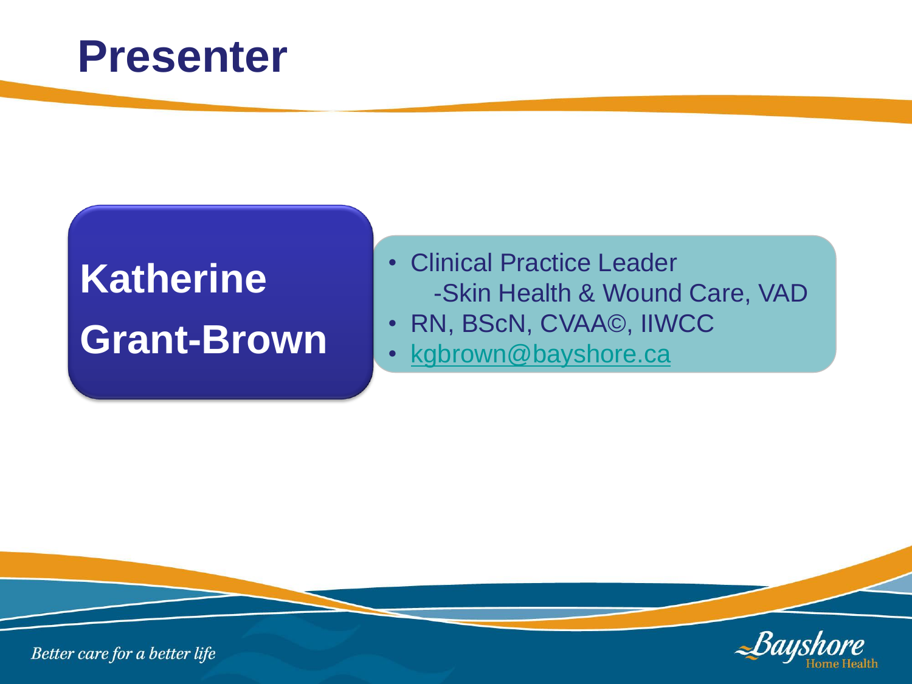# Presenter

**Katherine Grant-Brown**

- Clinical Practice Leader
  - -Skin Health & Wound Care, VAD
- RN, BScN, CVAA©, IIWCC
- kgbrown@bayshore.ca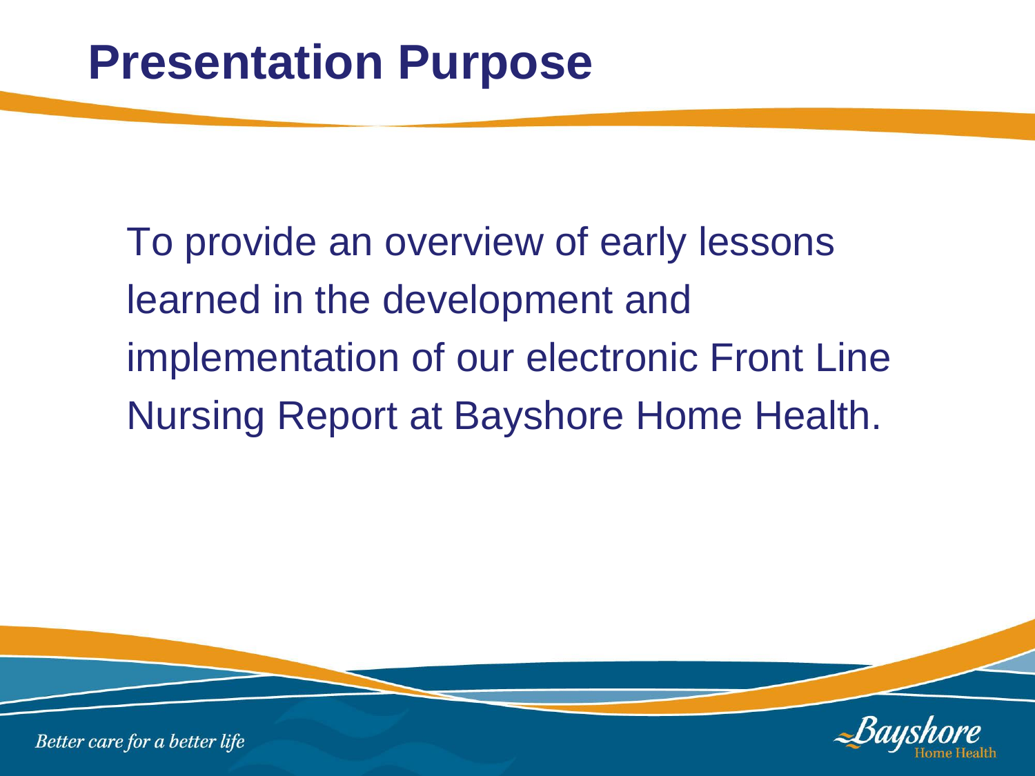# Presentation Purpose

To provide an overview of early lessons learned in the development and implementation of our electronic Front Line Nursing Report at Bayshore Home Health.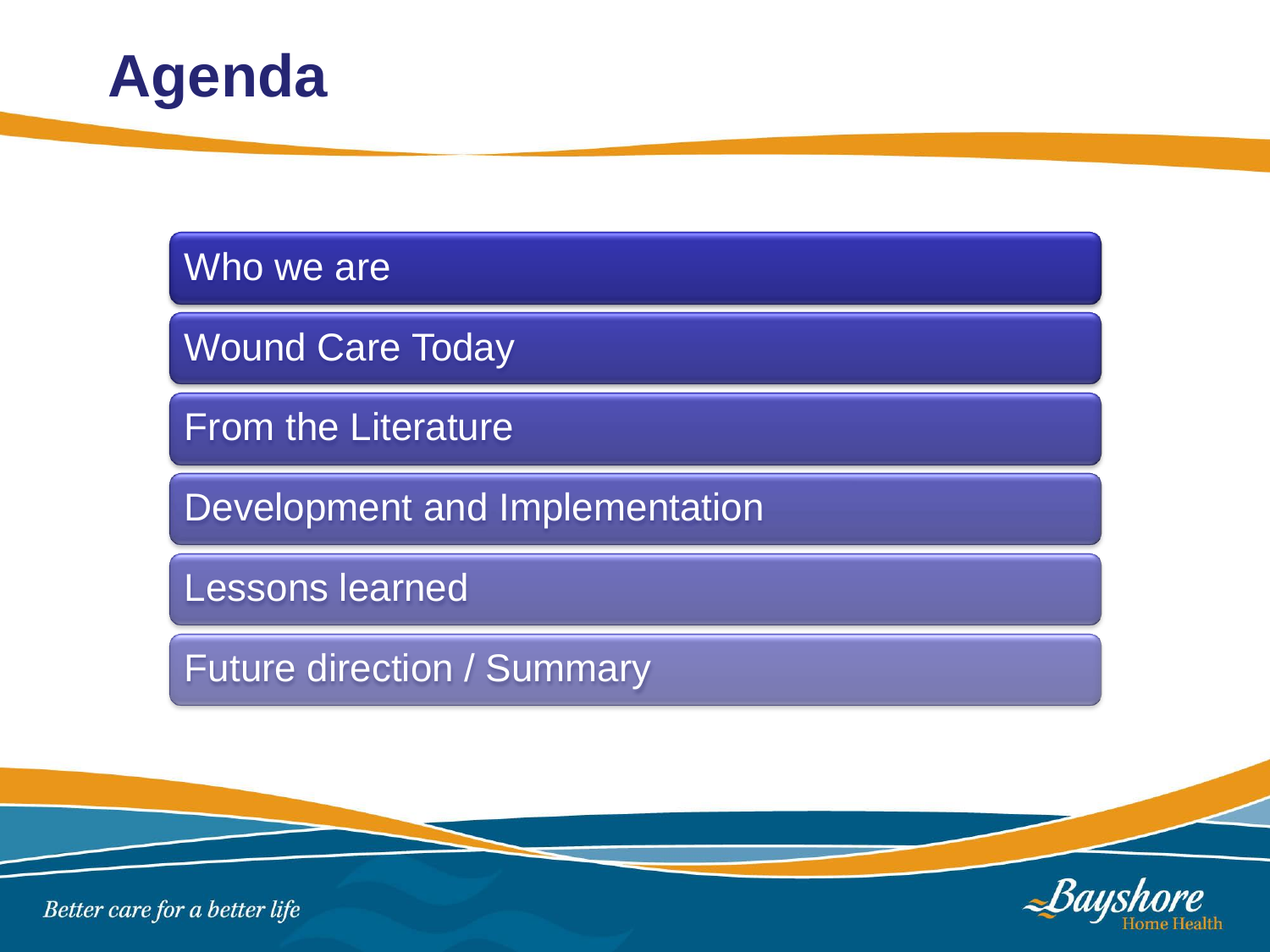# Agenda

- Who we are
- Wound Care Today
- From the Literature
- Development and Implementation
- Lessons learned
- Future direction / Summary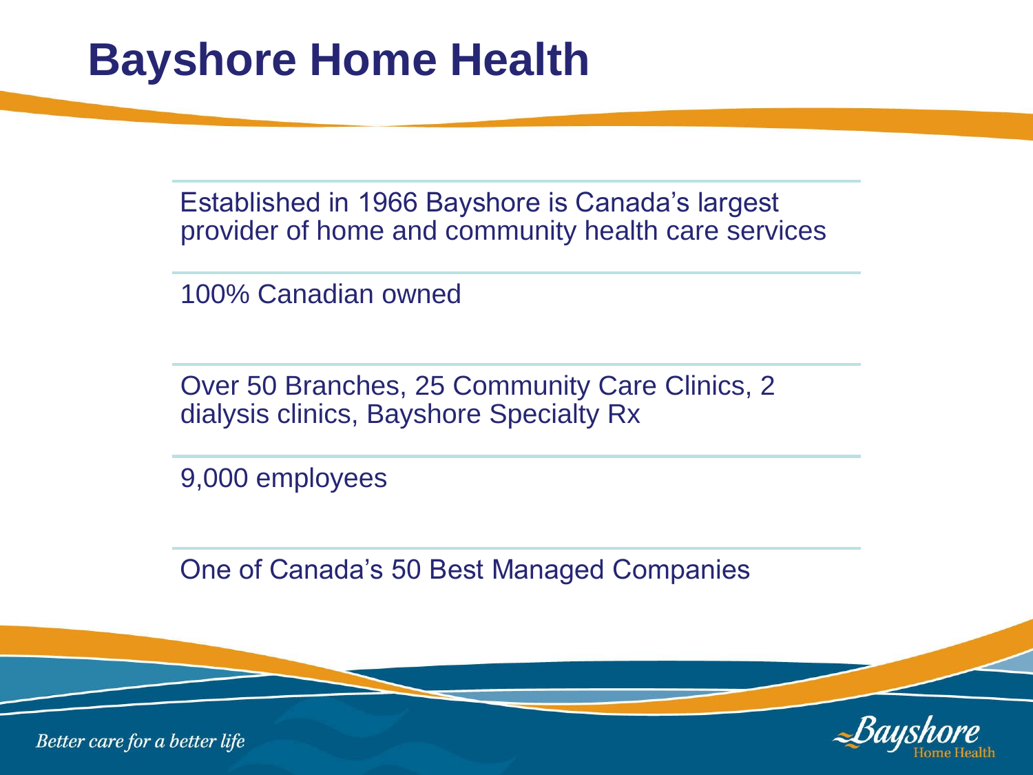# Bayshore Home Health

Established in 1966 Bayshore is Canada's largest provider of home and community health care services

100% Canadian owned

Over 50 Branches, 25 Community Care Clinics, 2 dialysis clinics, Bayshore Specialty Rx

9,000 employees

One of Canada's 50 Best Managed Companies

*Better care for a better life*

Bayshore Home Health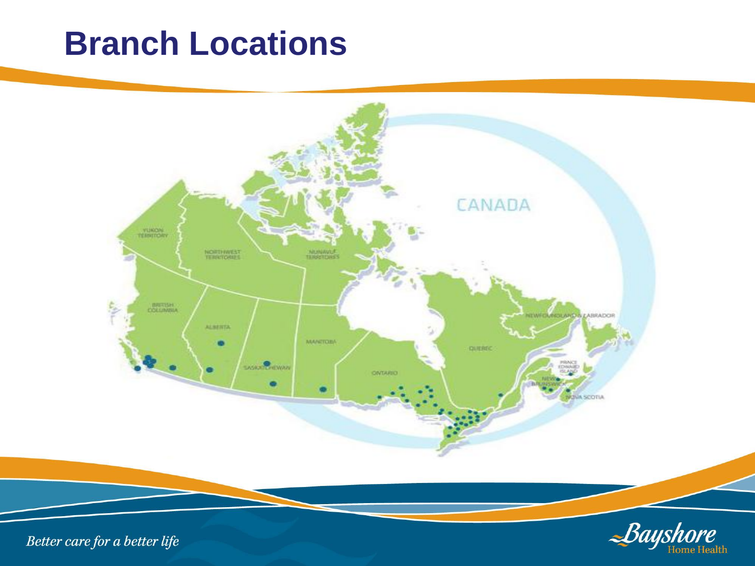# Branch Locations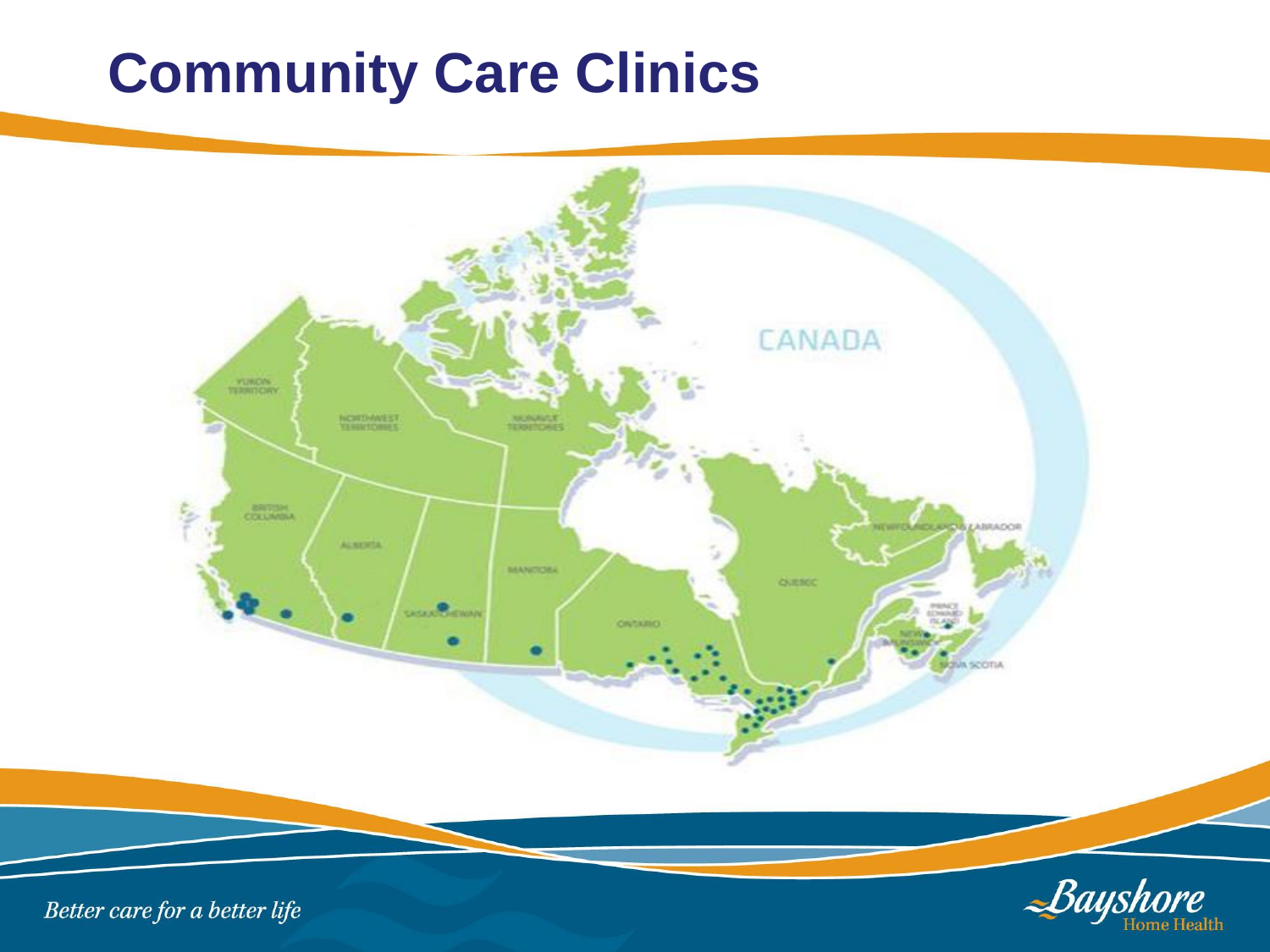# Community Care Clinics

CANADA

YUKON TERRITORY

NORTHWEST TERRITORIES

NUNAVUT TERRITORIES

BRITISH COLUMBIA

ALBERTA

SASKATCHEWAN

MANITOBA

ONTARIO

QUEBEC

NEWFOUNDLAND & LABRADOR

PRINCE EDWARD ISLAND

NEW BRUNSWICK

NOVA SCOTIA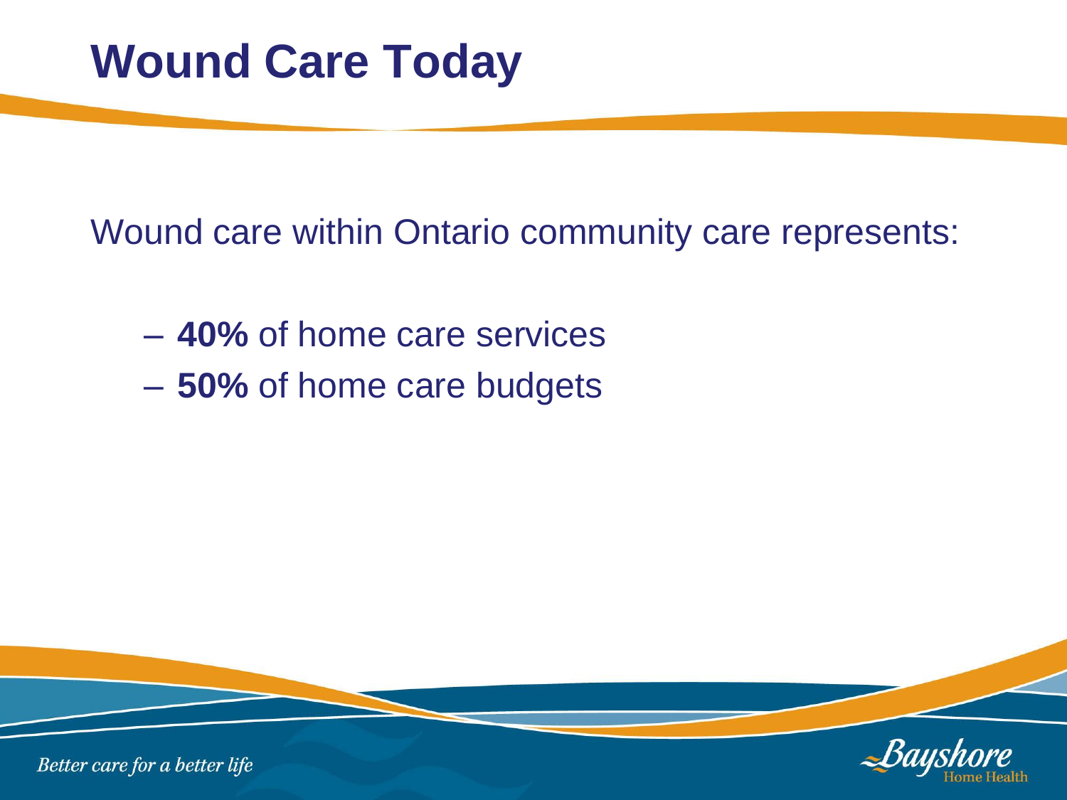# Wound Care Today

Wound care within Ontario community care represents:

- **40%** of home care services
- **50%** of home care budgets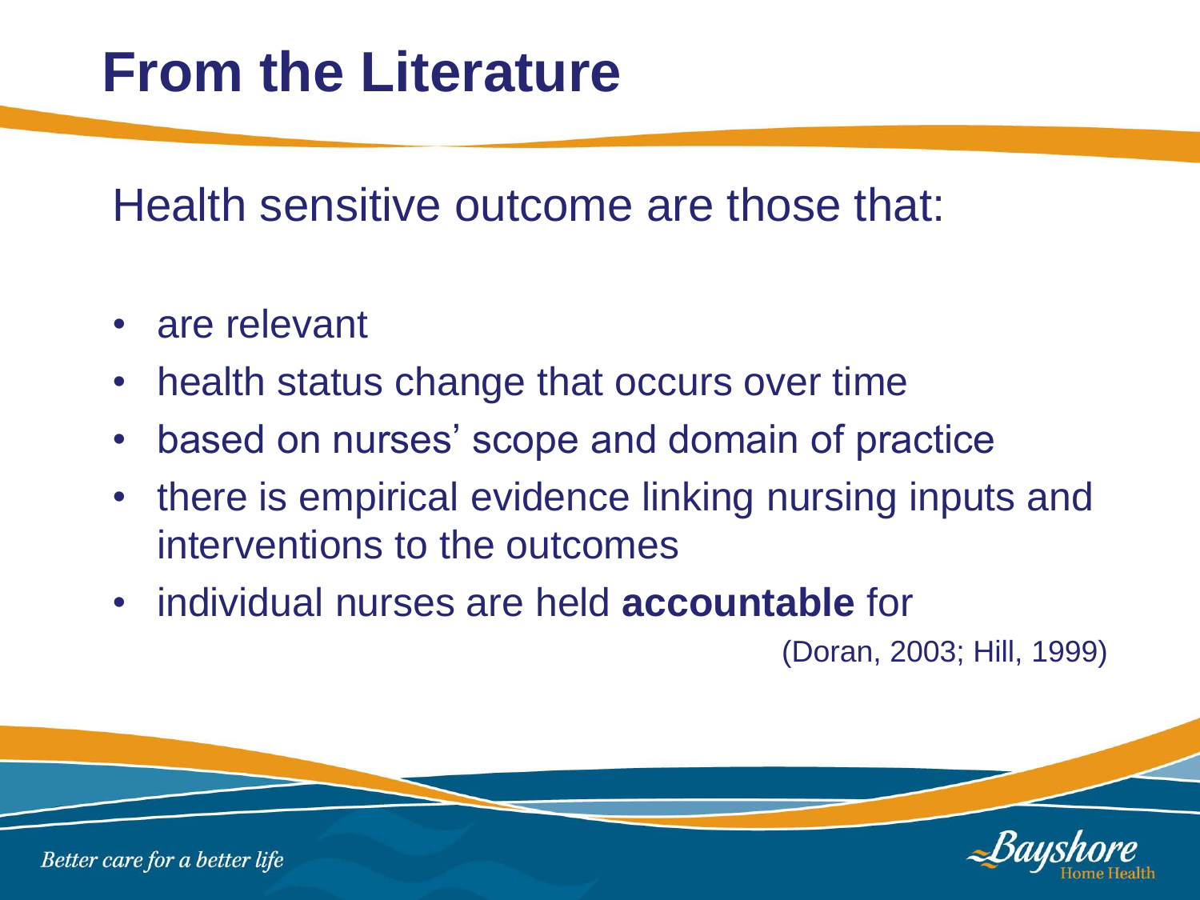# From the Literature

Health sensitive outcome are those that:

- are relevant
- health status change that occurs over time
- based on nurses' scope and domain of practice
- there is empirical evidence linking nursing inputs and interventions to the outcomes
- individual nurses are held **accountable** for

(Doran, 2003; Hill, 1999)

*Better care for a better life*

Bayshore Home Health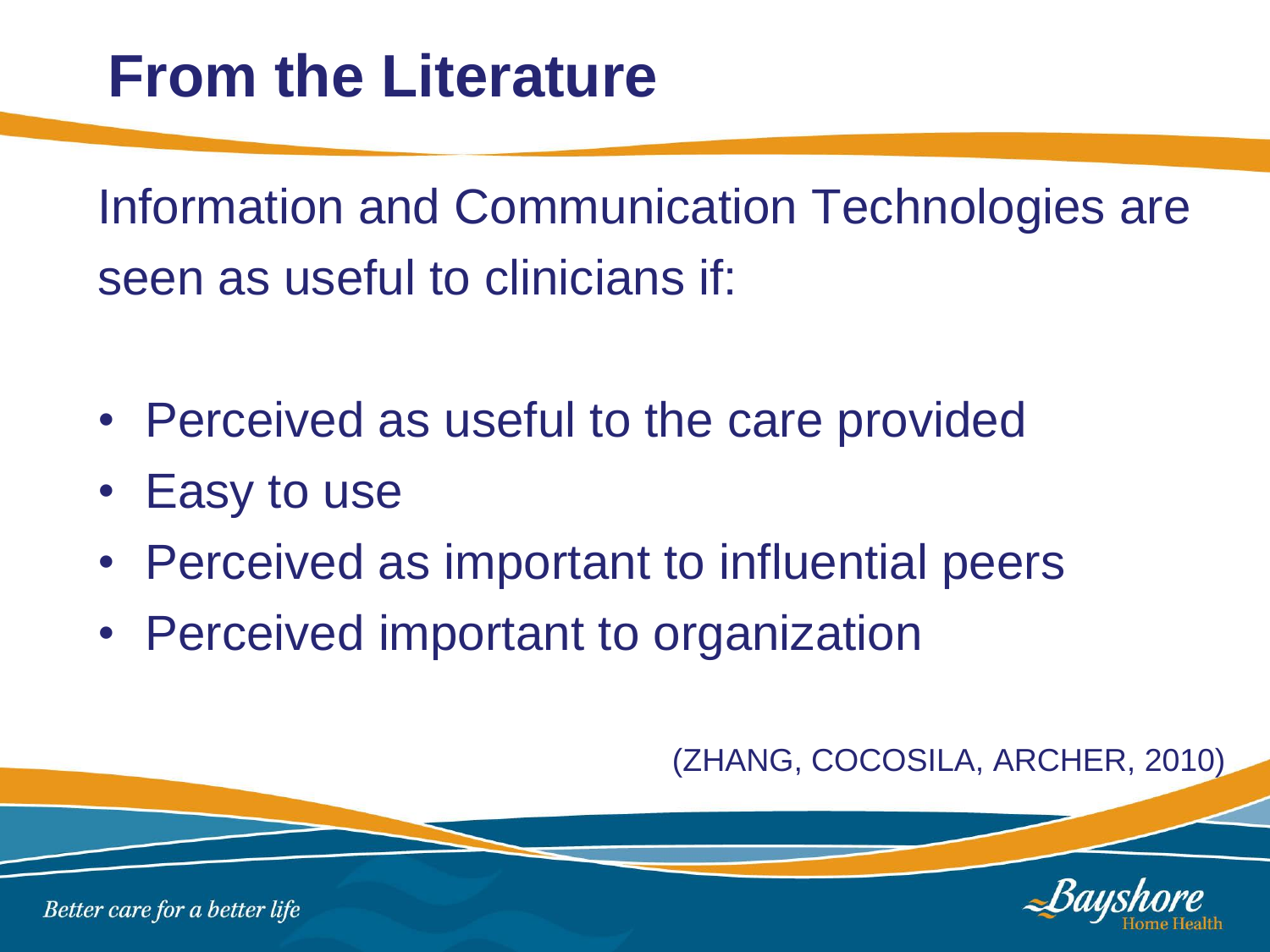# From the Literature

Information and Communication Technologies are seen as useful to clinicians if:

- Perceived as useful to the care provided
- Easy to use
- Perceived as important to influential peers
- Perceived important to organization

(ZHANG, COCOSILA, ARCHER, 2010)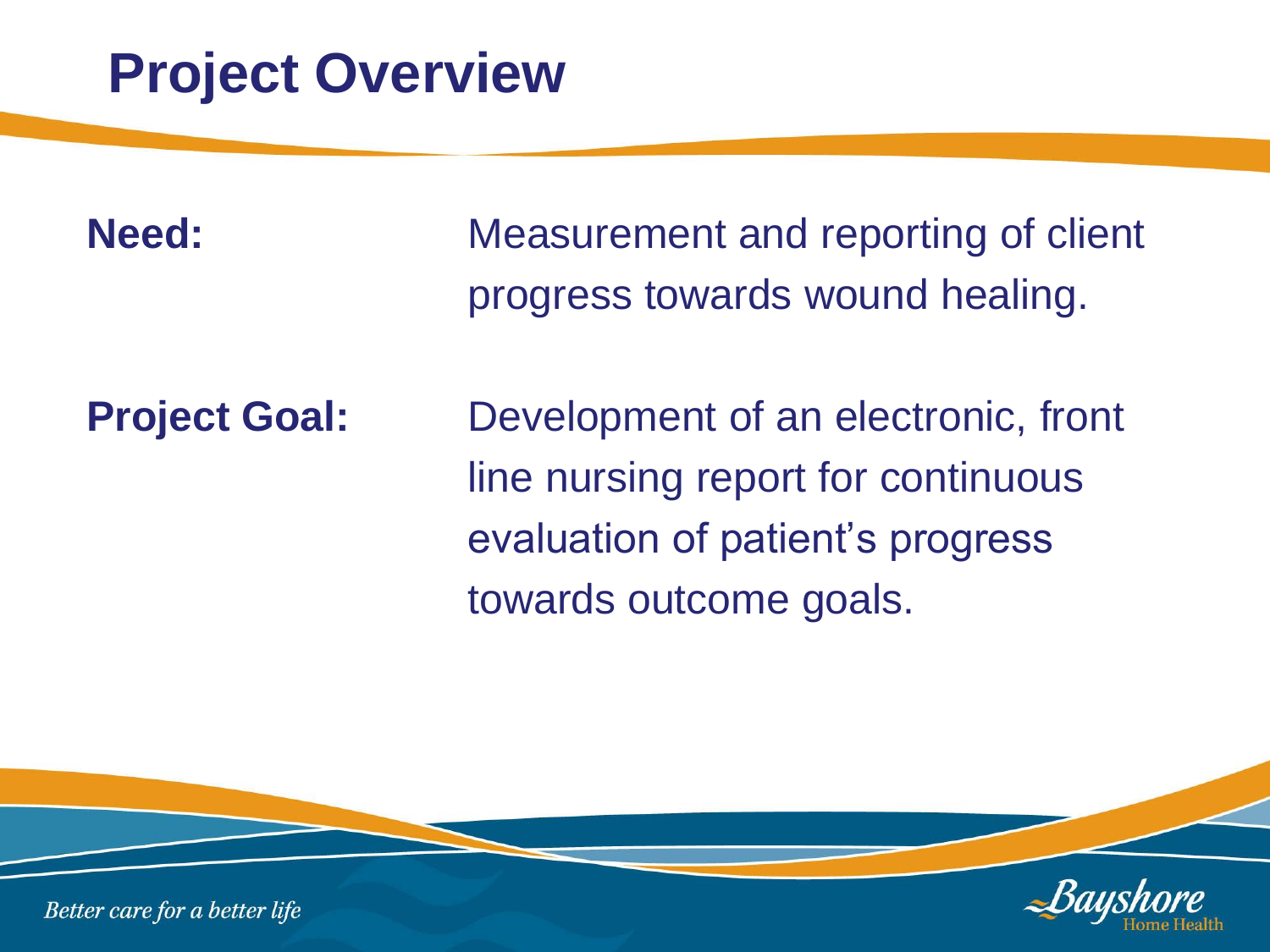# Project Overview

**Need:** Measurement and reporting of client progress towards wound healing.

**Project Goal:** Development of an electronic, front line nursing report for continuous evaluation of patient's progress towards outcome goals.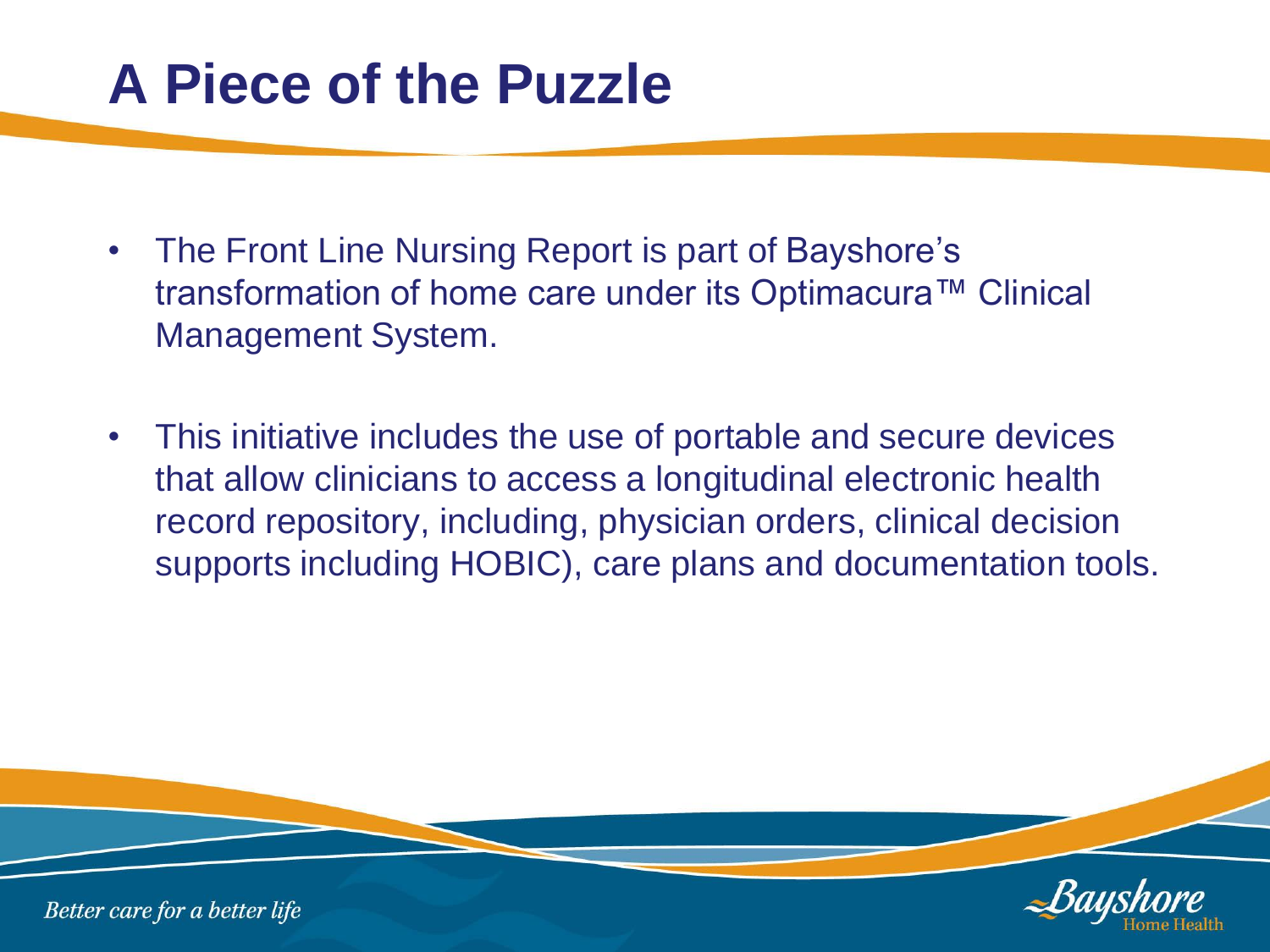# A Piece of the Puzzle

- The Front Line Nursing Report is part of Bayshore's transformation of home care under its Optimacura™ Clinical Management System.
- This initiative includes the use of portable and secure devices that allow clinicians to access a longitudinal electronic health record repository, including, physician orders, clinical decision supports including HOBIC), care plans and documentation tools.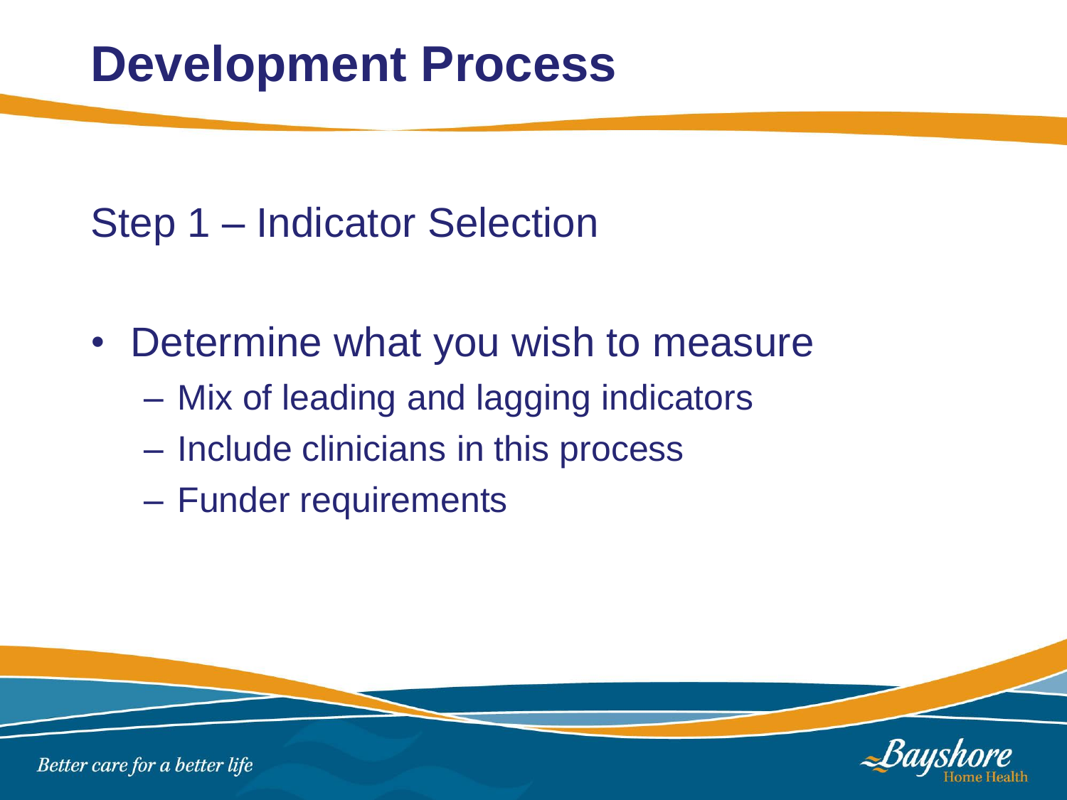# Development Process

## Step 1 – Indicator Selection

- Determine what you wish to measure
  - Mix of leading and lagging indicators
  - Include clinicians in this process
  - Funder requirements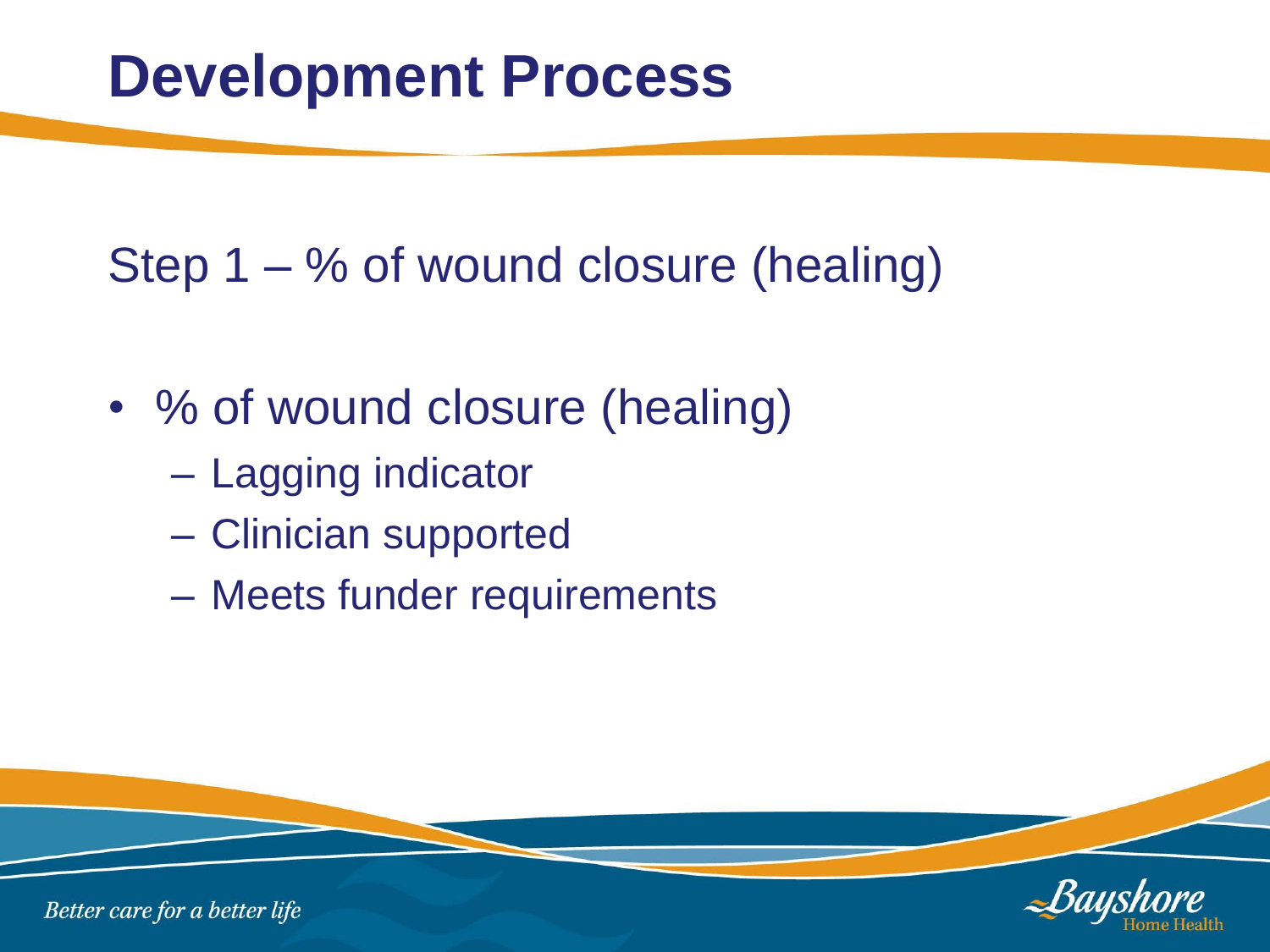# Development Process

Step 1 – % of wound closure (healing)

- % of wound closure (healing)
  - Lagging indicator
  - Clinician supported
  - Meets funder requirements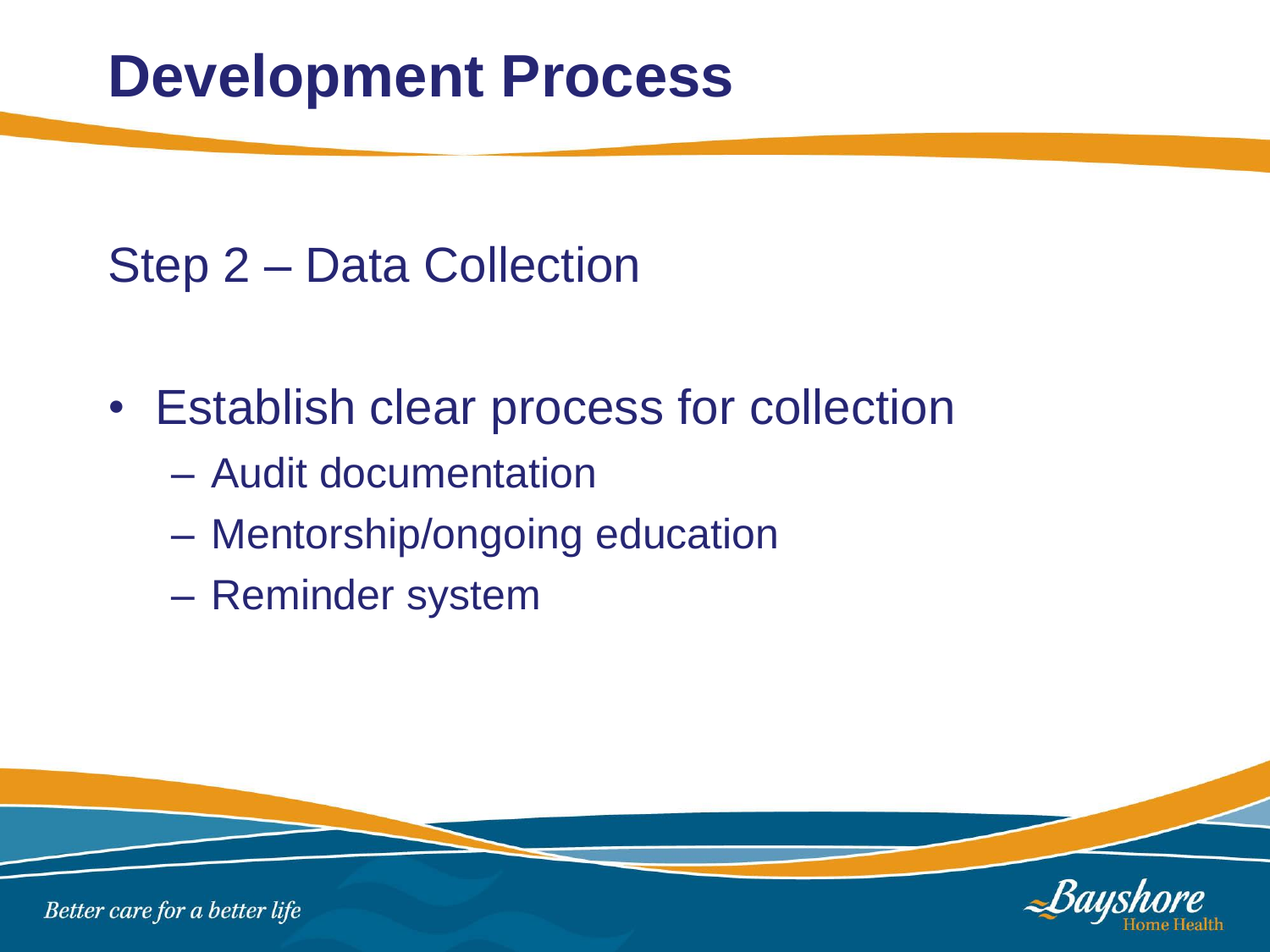# Development Process

## Step 2 – Data Collection

- Establish clear process for collection
  - Audit documentation
  - Mentorship/ongoing education
  - Reminder system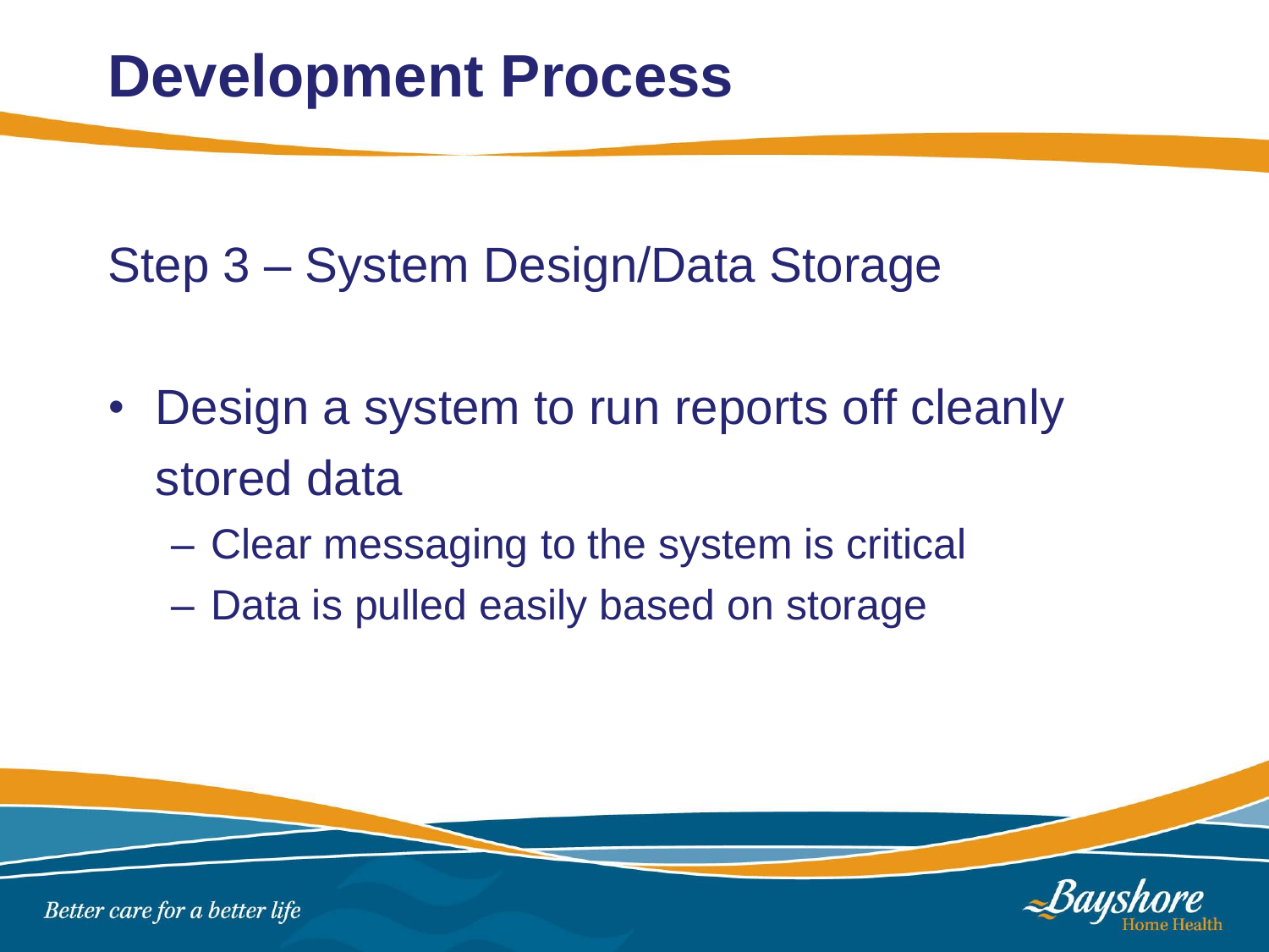# Development Process

Step 3 – System Design/Data Storage

- Design a system to run reports off cleanly stored data
  - Clear messaging to the system is critical
  - Data is pulled easily based on storage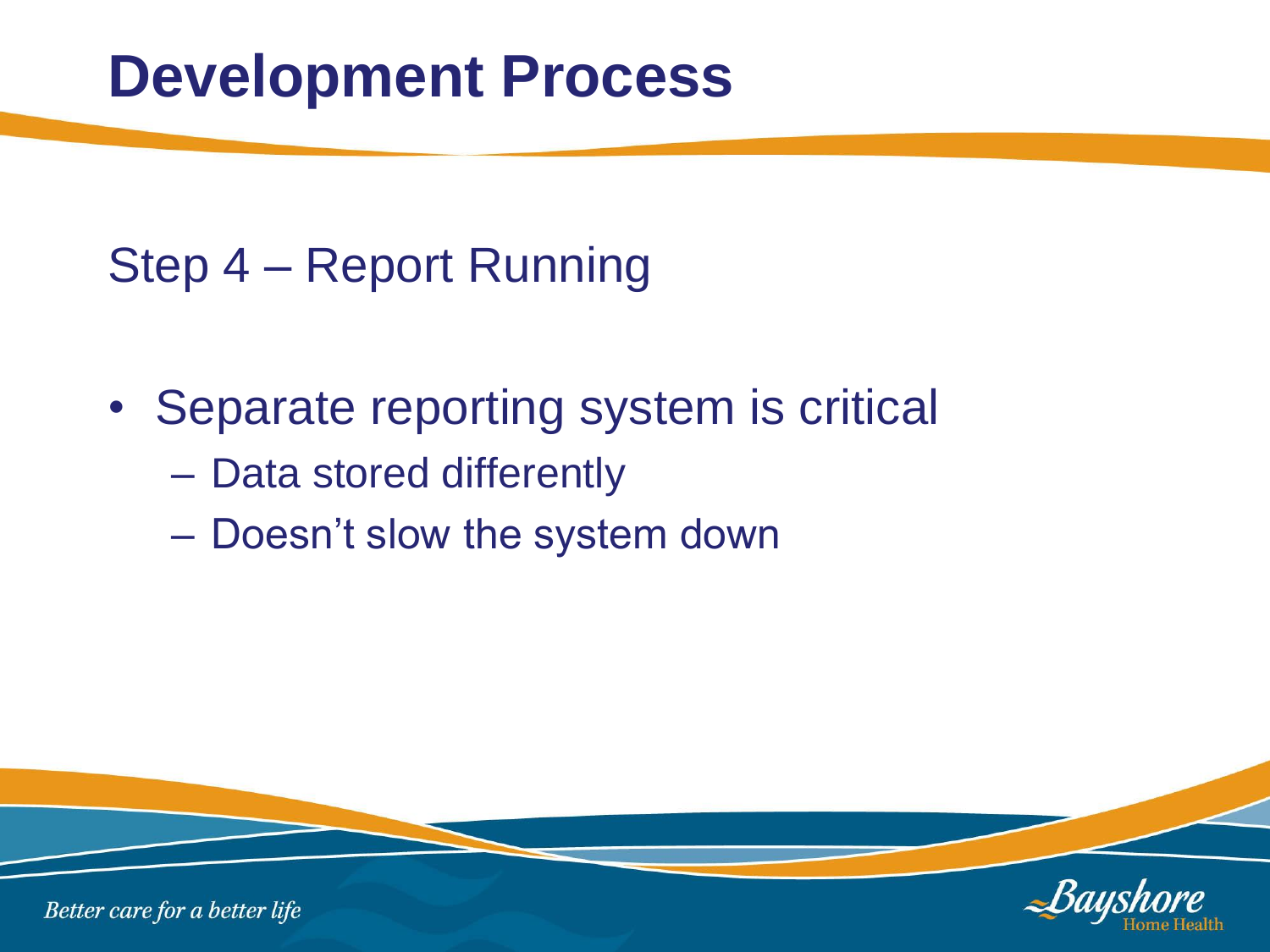# Development Process

## Step 4 – Report Running

- Separate reporting system is critical
  - Data stored differently
  - Doesn't slow the system down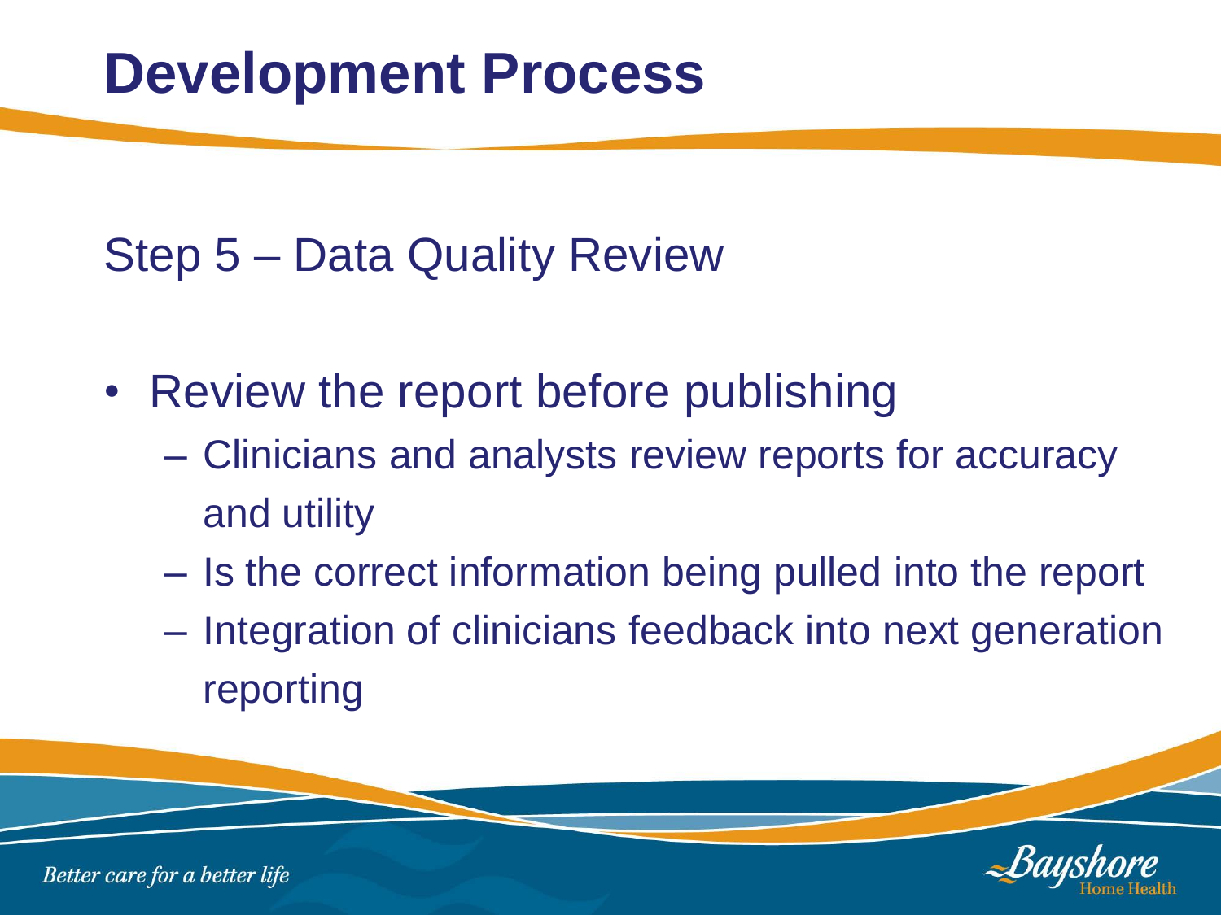# Development Process

## Step 5 – Data Quality Review

- Review the report before publishing
  - Clinicians and analysts review reports for accuracy and utility
  - Is the correct information being pulled into the report
  - Integration of clinicians feedback into next generation reporting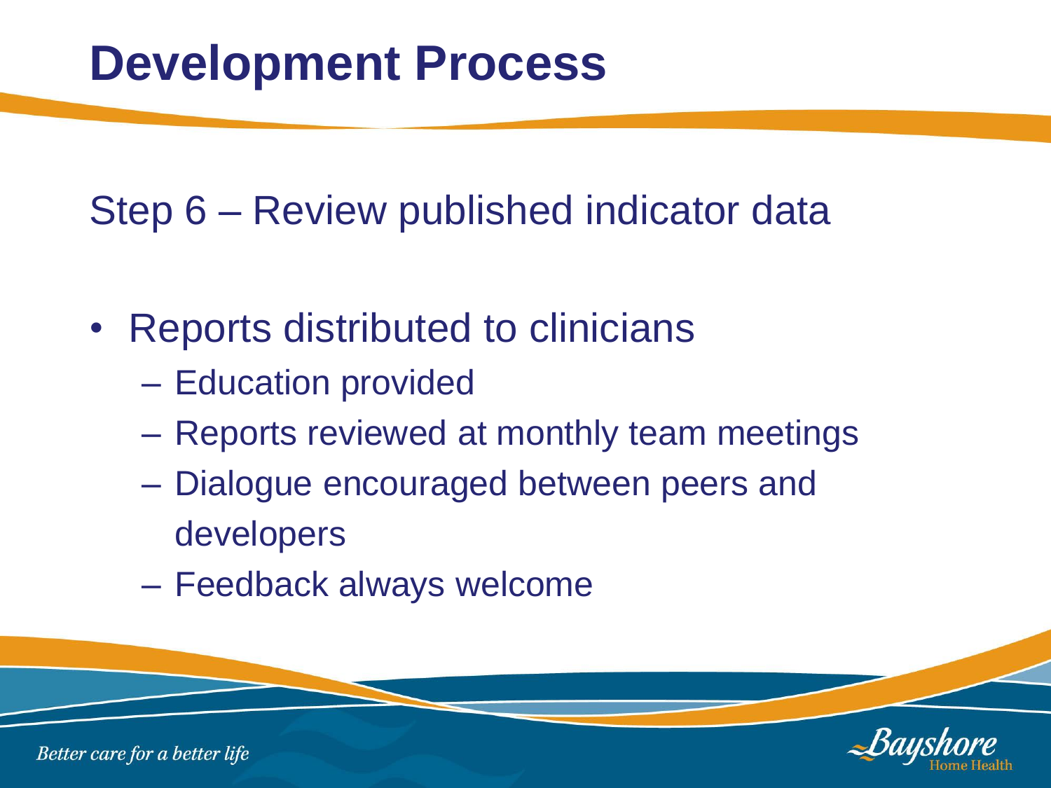# Development Process

Step 6 – Review published indicator data

- Reports distributed to clinicians
  - Education provided
  - Reports reviewed at monthly team meetings
  - Dialogue encouraged between peers and developers
  - Feedback always welcome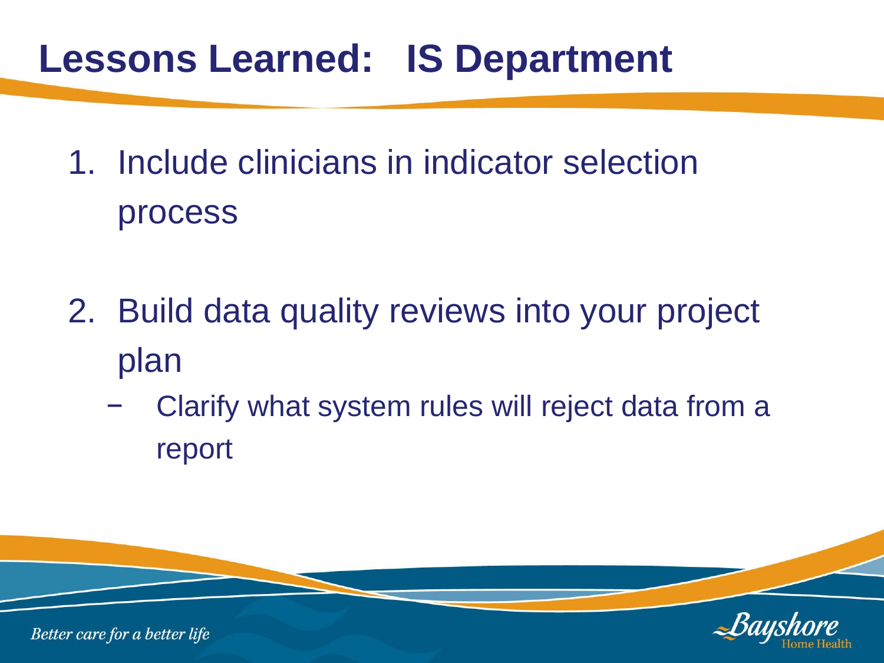# Lessons Learned: IS Department

1. Include clinicians in indicator selection process

2. Build data quality reviews into your project plan
   - Clarify what system rules will reject data from a report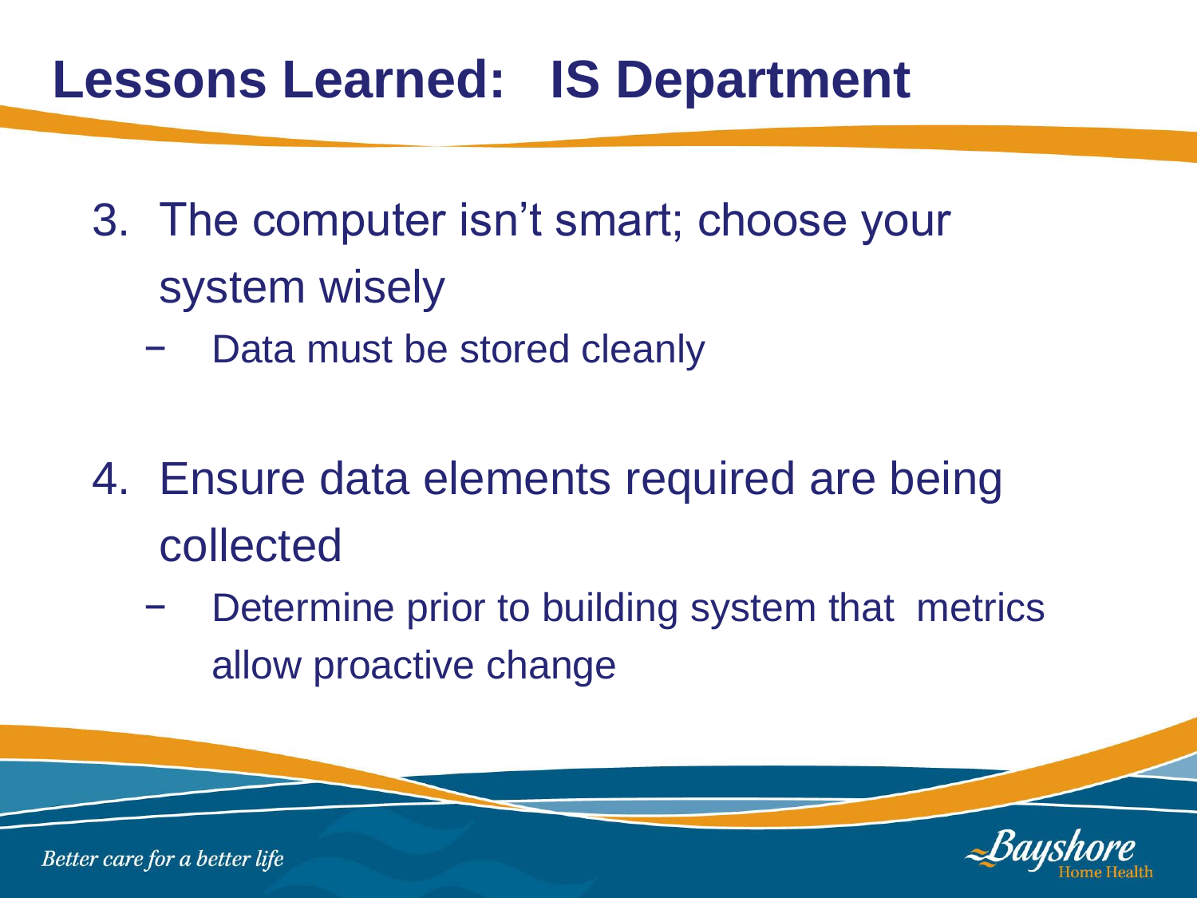# Lessons Learned: IS Department

3. The computer isn't smart; choose your system wisely
   - Data must be stored cleanly

4. Ensure data elements required are being collected
   - Determine prior to building system that  metrics allow proactive change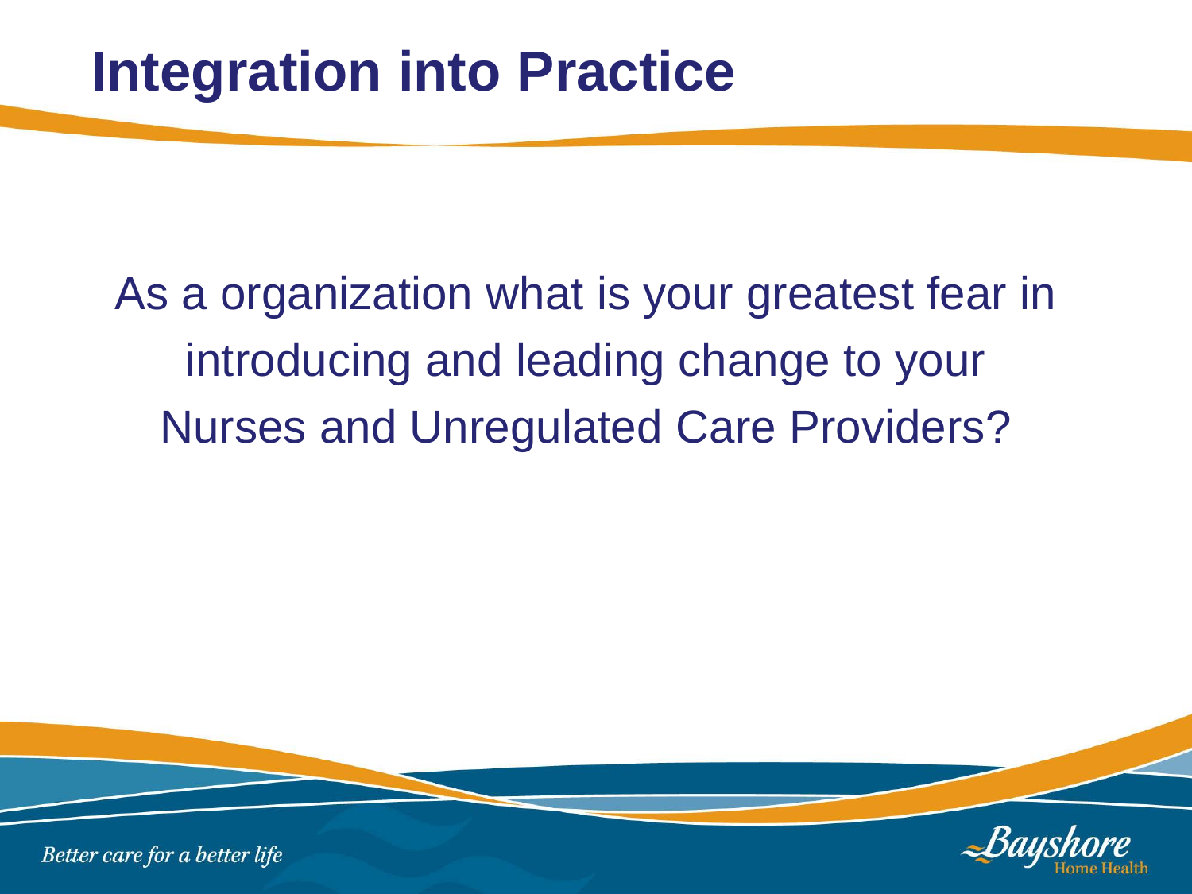# Integration into Practice

As a organization what is your greatest fear in introducing and leading change to your Nurses and Unregulated Care Providers?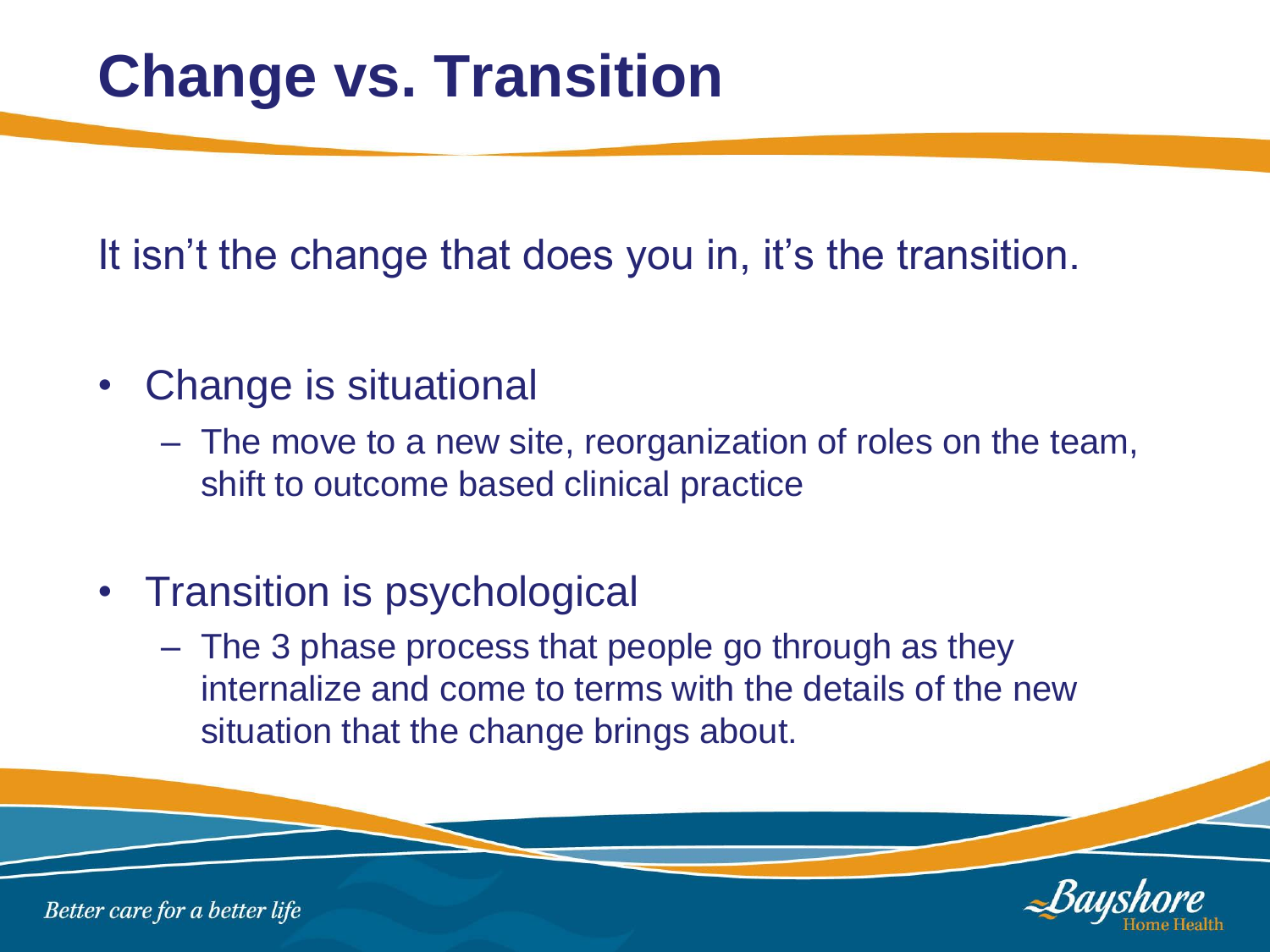# Change vs. Transition

It isn't the change that does you in, it's the transition.

- Change is situational
  - The move to a new site, reorganization of roles on the team, shift to outcome based clinical practice
- Transition is psychological
  - The 3 phase process that people go through as they internalize and come to terms with the details of the new situation that the change brings about.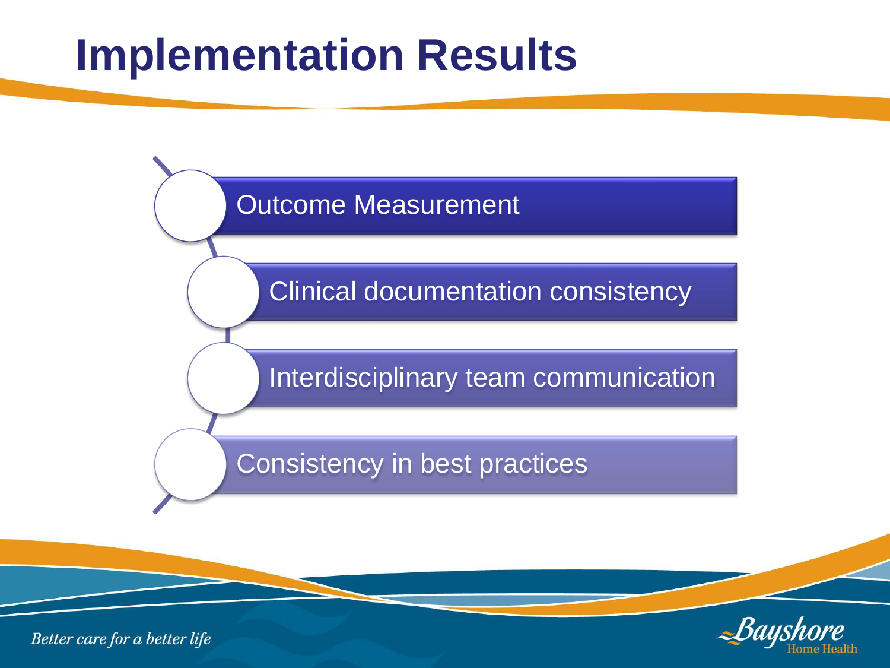# Implementation Results

- Outcome Measurement
- Clinical documentation consistency
- Interdisciplinary team communication
- Consistency in best practices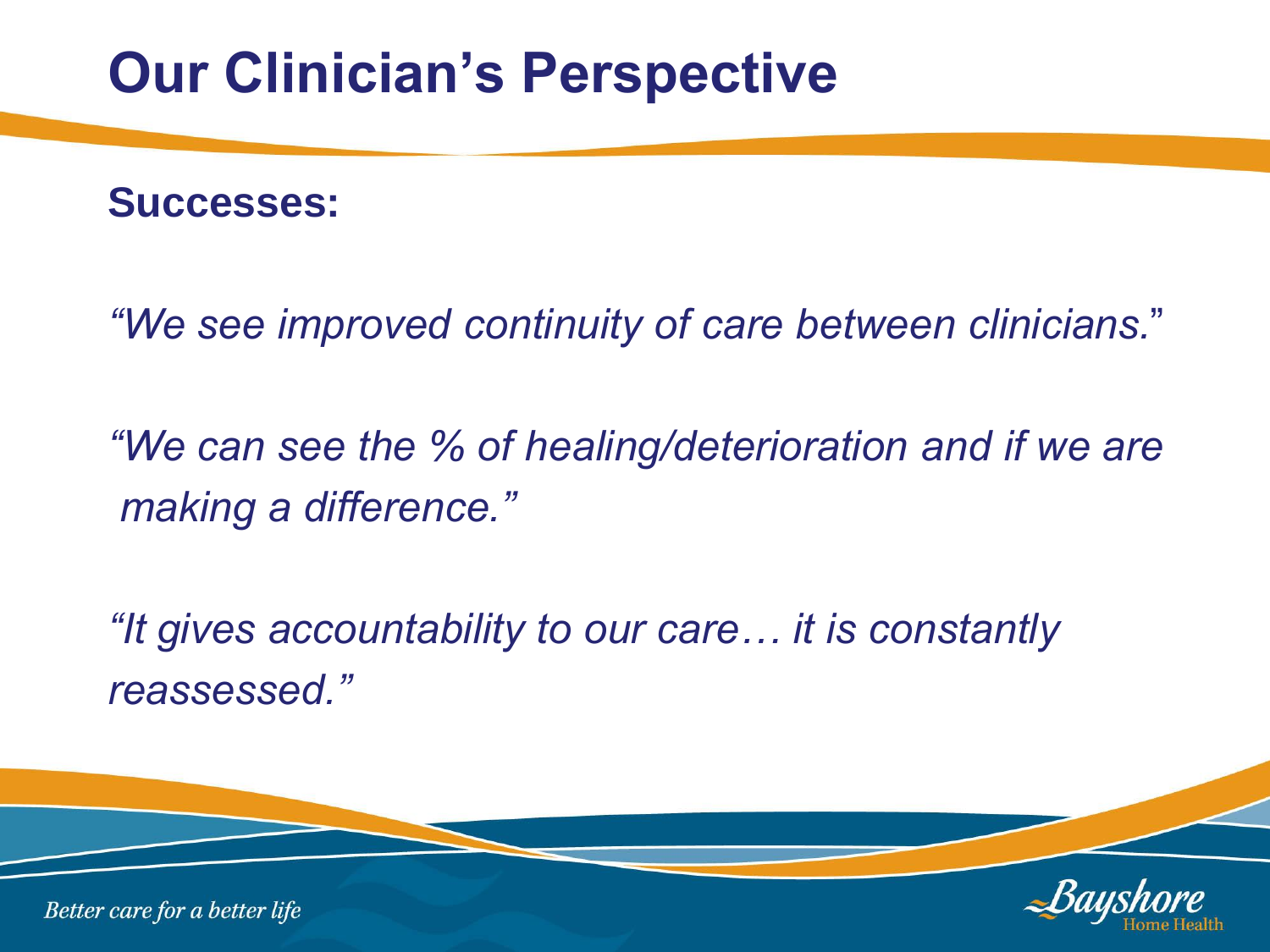# Our Clinician's Perspective

**Successes:**

*"We see improved continuity of care between clinicians."*

*"We can see the % of healing/deterioration and if we are making a difference."*

*"It gives accountability to our care… it is constantly reassessed."*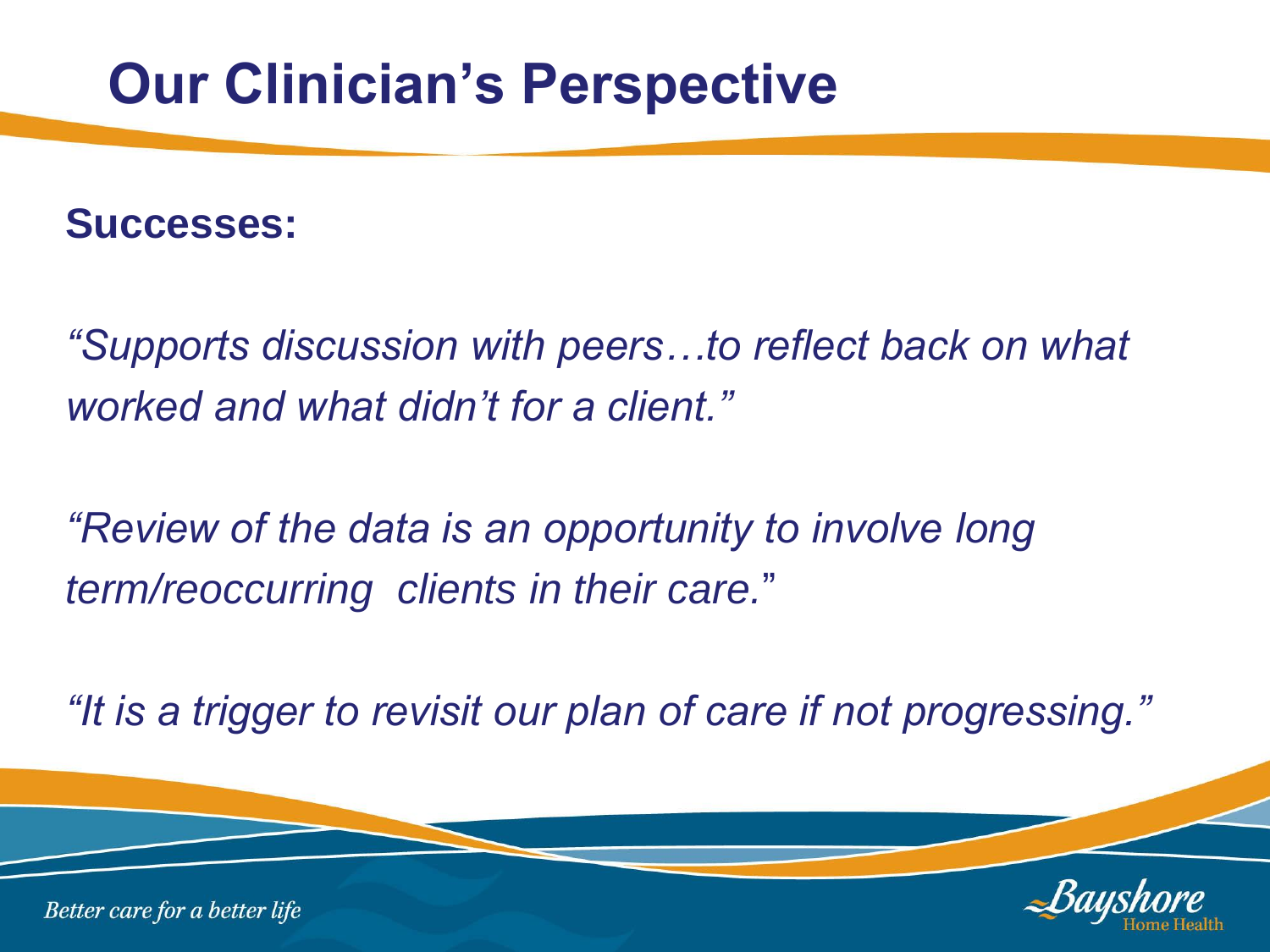# Our Clinician's Perspective

**Successes:**

*"Supports discussion with peers…to reflect back on what worked and what didn't for a client."*

*"Review of the data is an opportunity to involve long term/reoccurring clients in their care."*

*"It is a trigger to revisit our plan of care if not progressing."*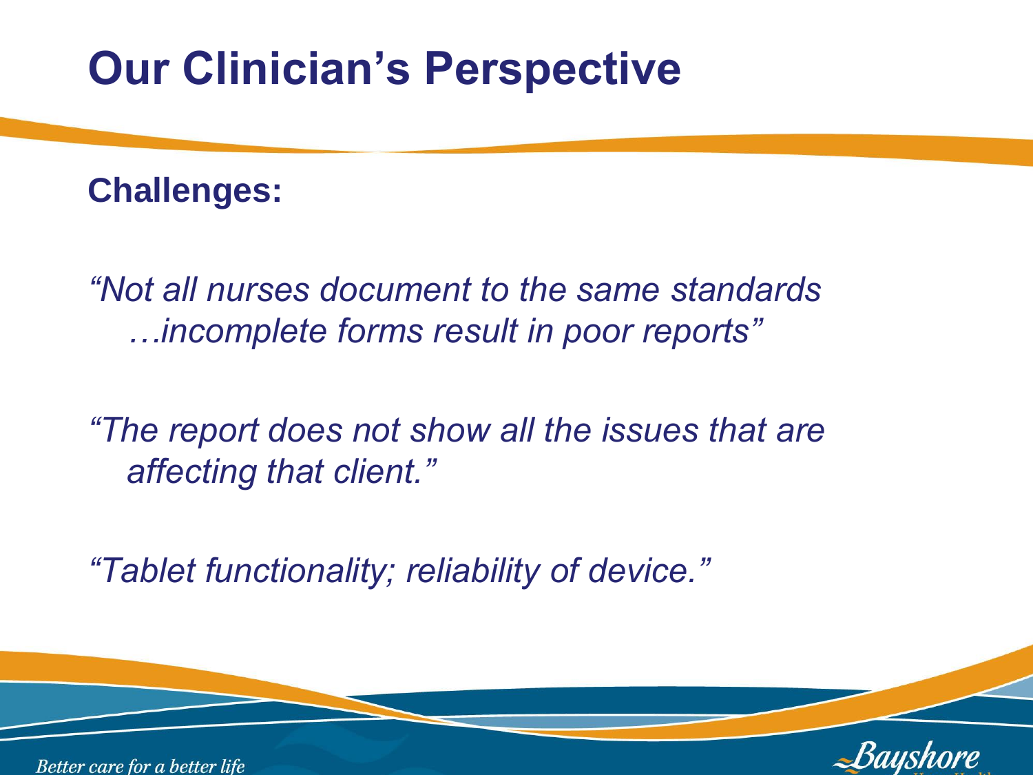# Our Clinician's Perspective

**Challenges:**

*"Not all nurses document to the same standards …incomplete forms result in poor reports"*

*"The report does not show all the issues that are affecting that client."*

*"Tablet functionality; reliability of device."*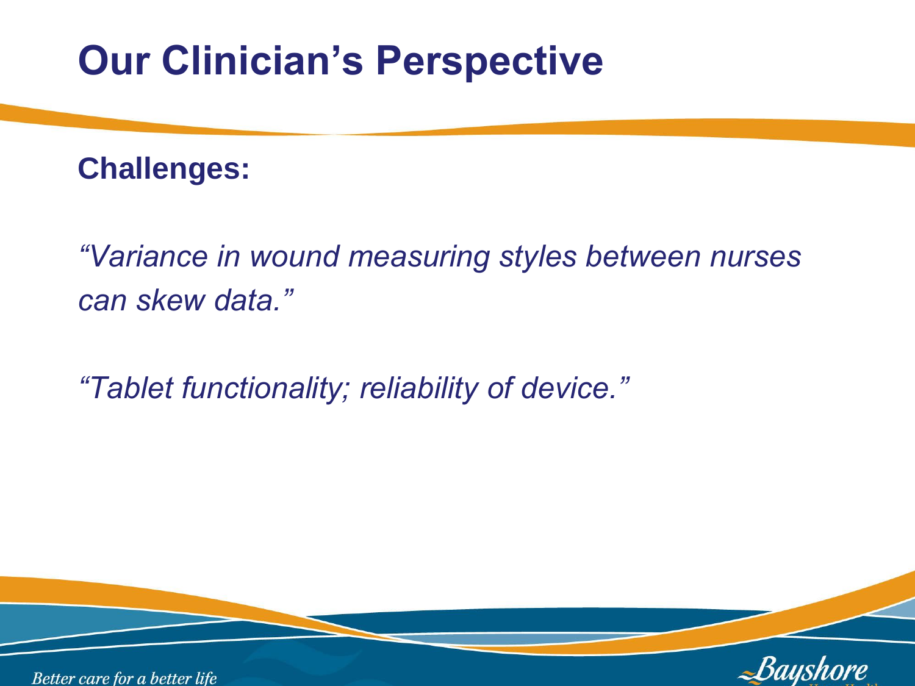# Our Clinician's Perspective

**Challenges:**

*"Variance in wound measuring styles between nurses can skew data."*

*"Tablet functionality; reliability of device."*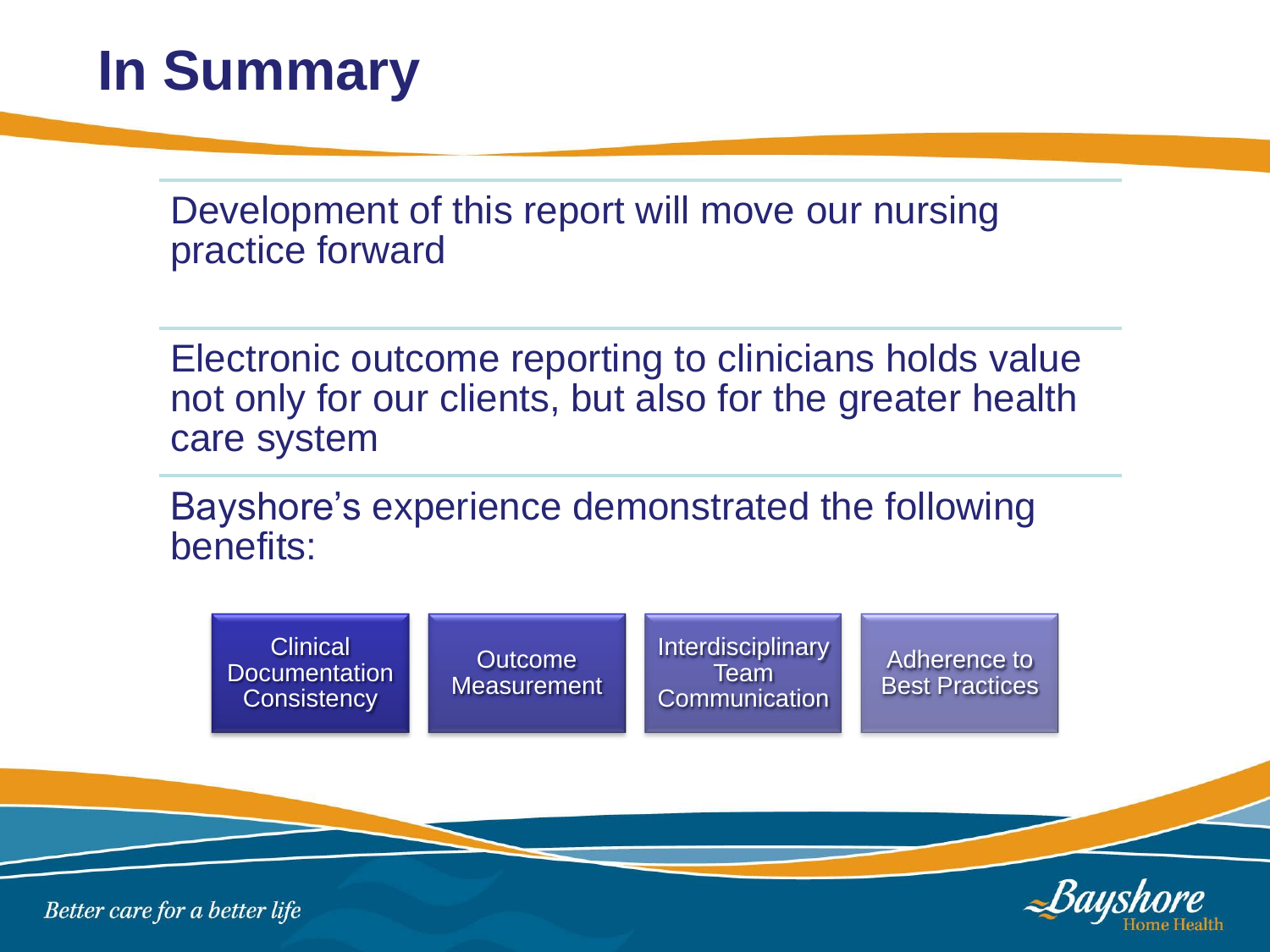# In Summary

Development of this report will move our nursing practice forward

Electronic outcome reporting to clinicians holds value not only for our clients, but also for the greater health care system

Bayshore's experience demonstrated the following benefits:

- Clinical Documentation Consistency
- Outcome Measurement
- Interdisciplinary Team Communication
- Adherence to Best Practices

*Better care for a better life*

Bayshore Home Health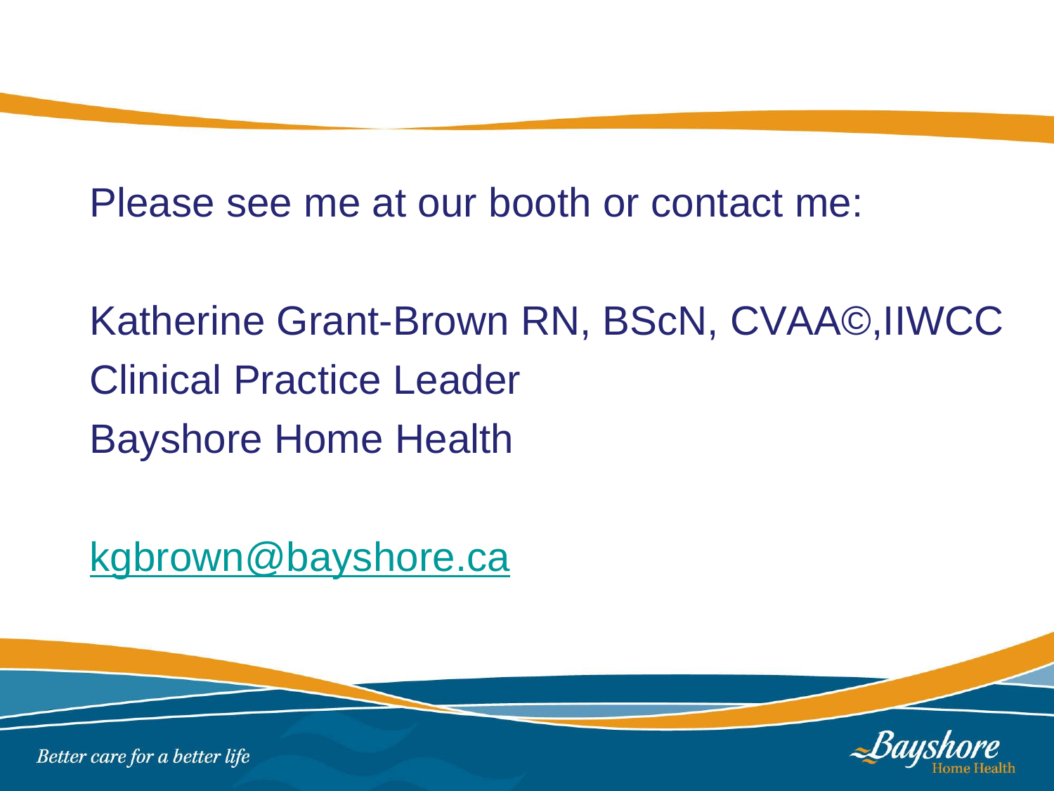Please see me at our booth or contact me:

Katherine Grant-Brown RN, BScN, CVAA©,IIWCC
Clinical Practice Leader
Bayshore Home Health

kgbrown@bayshore.ca

*Better care for a better life*

Bayshore
Home Health